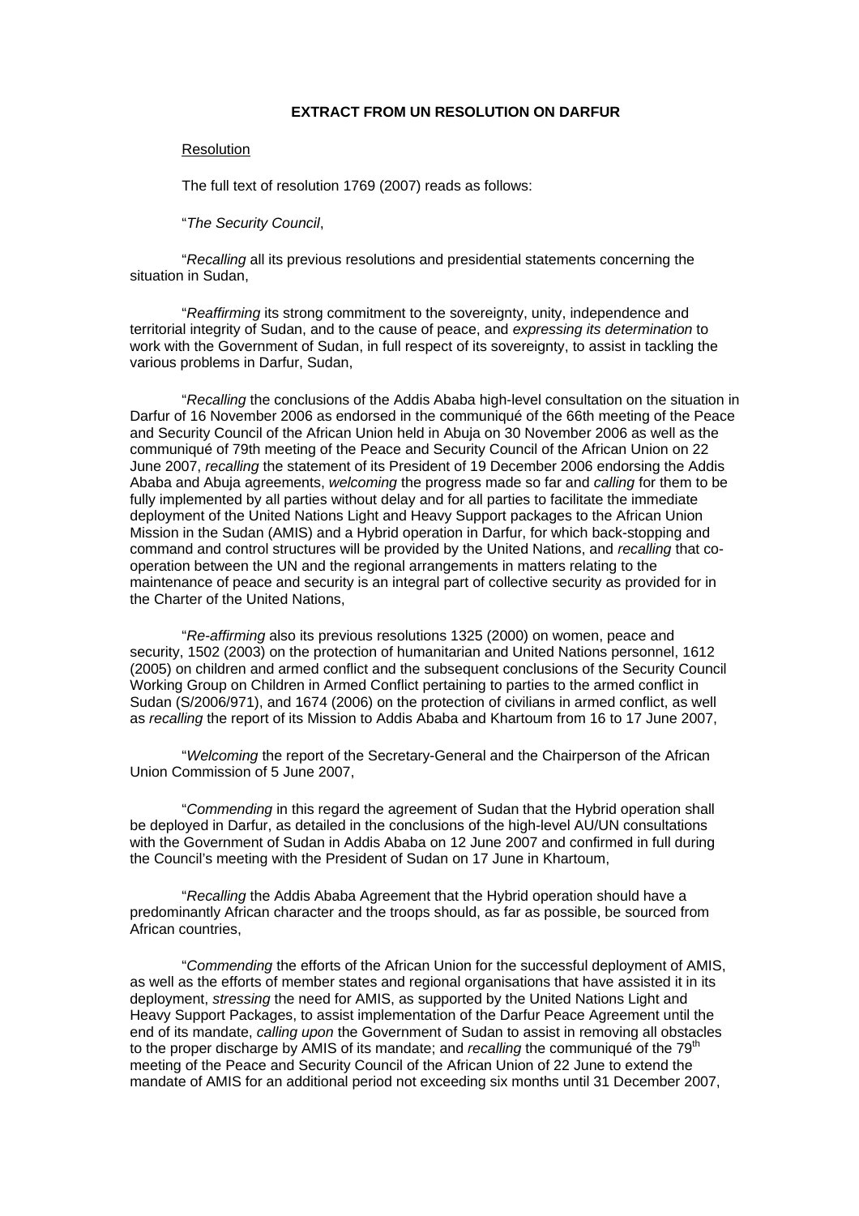**EXTRACT FROM UN RESOLUTION ON DARFUR**

Resolution

The full text of resolution 1769 (2007) reads as follows:

"*The Security Council*,

"*Recalling* all its previous resolutions and presidential statements concerning the situation in Sudan,

"*Reaffirming* its strong commitment to the sovereignty, unity, independence and territorial integrity of Sudan, and to the cause of peace, and *expressing its determination* to work with the Government of Sudan, in full respect of its sovereignty, to assist in tackling the various problems in Darfur, Sudan,

"*Recalling* the conclusions of the Addis Ababa high-level consultation on the situation in Darfur of 16 November 2006 as endorsed in the communiqué of the 66th meeting of the Peace and Security Council of the African Union held in Abuja on 30 November 2006 as well as the communiqué of 79th meeting of the Peace and Security Council of the African Union on 22 June 2007, *recalling* the statement of its President of 19 December 2006 endorsing the Addis Ababa and Abuja agreements, *welcoming* the progress made so far and *calling* for them to be fully implemented by all parties without delay and for all parties to facilitate the immediate deployment of the United Nations Light and Heavy Support packages to the African Union Mission in the Sudan (AMIS) and a Hybrid operation in Darfur, for which back-stopping and command and control structures will be provided by the United Nations, and *recalling* that co-operation between the UN and the regional arrangements in matters relating to the maintenance of peace and security is an integral part of collective security as provided for in the Charter of the United Nations,

"*Re-affirming* also its previous resolutions 1325 (2000) on women, peace and security, 1502 (2003) on the protection of humanitarian and United Nations personnel, 1612 (2005) on children and armed conflict and the subsequent conclusions of the Security Council Working Group on Children in Armed Conflict pertaining to parties to the armed conflict in Sudan (S/2006/971), and 1674 (2006) on the protection of civilians in armed conflict, as well as *recalling* the report of its Mission to Addis Ababa and Khartoum from 16 to 17 June 2007,

"*Welcoming* the report of the Secretary-General and the Chairperson of the African Union Commission of 5 June 2007,

"*Commending* in this regard the agreement of Sudan that the Hybrid operation shall be deployed in Darfur, as detailed in the conclusions of the high-level AU/UN consultations with the Government of Sudan in Addis Ababa on 12 June 2007 and confirmed in full during the Council's meeting with the President of Sudan on 17 June in Khartoum,

"*Recalling* the Addis Ababa Agreement that the Hybrid operation should have a predominantly African character and the troops should, as far as possible, be sourced from African countries,

"*Commending* the efforts of the African Union for the successful deployment of AMIS, as well as the efforts of member states and regional organisations that have assisted it in its deployment, *stressing* the need for AMIS, as supported by the United Nations Light and Heavy Support Packages, to assist implementation of the Darfur Peace Agreement until the end of its mandate, *calling upon* the Government of Sudan to assist in removing all obstacles to the proper discharge by AMIS of its mandate; and *recalling* the communiqué of the 79th meeting of the Peace and Security Council of the African Union of 22 June to extend the mandate of AMIS for an additional period not exceeding six months until 31 December 2007,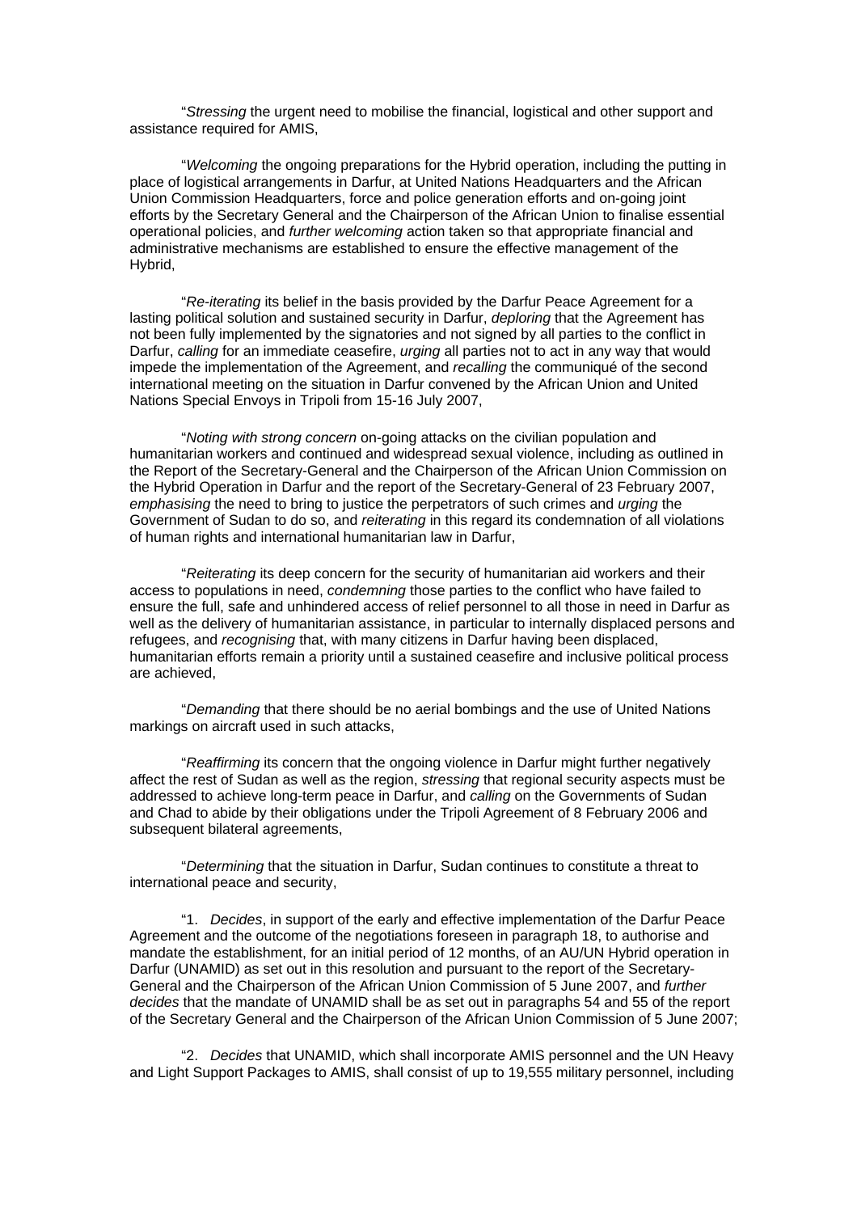"*Stressing* the urgent need to mobilise the financial, logistical and other support and assistance required for AMIS,

"*Welcoming* the ongoing preparations for the Hybrid operation, including the putting in place of logistical arrangements in Darfur, at United Nations Headquarters and the African Union Commission Headquarters, force and police generation efforts and on-going joint efforts by the Secretary General and the Chairperson of the African Union to finalise essential operational policies, and *further welcoming* action taken so that appropriate financial and administrative mechanisms are established to ensure the effective management of the Hybrid,

"*Re-iterating* its belief in the basis provided by the Darfur Peace Agreement for a lasting political solution and sustained security in Darfur, *deploring* that the Agreement has not been fully implemented by the signatories and not signed by all parties to the conflict in Darfur, *calling* for an immediate ceasefire, *urging* all parties not to act in any way that would impede the implementation of the Agreement, and *recalling* the communiqué of the second international meeting on the situation in Darfur convened by the African Union and United Nations Special Envoys in Tripoli from 15-16 July 2007,

"*Noting with strong concern* on-going attacks on the civilian population and humanitarian workers and continued and widespread sexual violence, including as outlined in the Report of the Secretary-General and the Chairperson of the African Union Commission on the Hybrid Operation in Darfur and the report of the Secretary-General of 23 February 2007, *emphasising* the need to bring to justice the perpetrators of such crimes and *urging* the Government of Sudan to do so, and *reiterating* in this regard its condemnation of all violations of human rights and international humanitarian law in Darfur,

"*Reiterating* its deep concern for the security of humanitarian aid workers and their access to populations in need, *condemning* those parties to the conflict who have failed to ensure the full, safe and unhindered access of relief personnel to all those in need in Darfur as well as the delivery of humanitarian assistance, in particular to internally displaced persons and refugees, and *recognising* that, with many citizens in Darfur having been displaced, humanitarian efforts remain a priority until a sustained ceasefire and inclusive political process are achieved,

"*Demanding* that there should be no aerial bombings and the use of United Nations markings on aircraft used in such attacks,

"*Reaffirming* its concern that the ongoing violence in Darfur might further negatively affect the rest of Sudan as well as the region, *stressing* that regional security aspects must be addressed to achieve long-term peace in Darfur, and *calling* on the Governments of Sudan and Chad to abide by their obligations under the Tripoli Agreement of 8 February 2006 and subsequent bilateral agreements,

"*Determining* that the situation in Darfur, Sudan continues to constitute a threat to international peace and security,

"1. *Decides*, in support of the early and effective implementation of the Darfur Peace Agreement and the outcome of the negotiations foreseen in paragraph 18, to authorise and mandate the establishment, for an initial period of 12 months, of an AU/UN Hybrid operation in Darfur (UNAMID) as set out in this resolution and pursuant to the report of the Secretary-General and the Chairperson of the African Union Commission of 5 June 2007, and *further decides* that the mandate of UNAMID shall be as set out in paragraphs 54 and 55 of the report of the Secretary General and the Chairperson of the African Union Commission of 5 June 2007;

"2. *Decides* that UNAMID, which shall incorporate AMIS personnel and the UN Heavy and Light Support Packages to AMIS, shall consist of up to 19,555 military personnel, including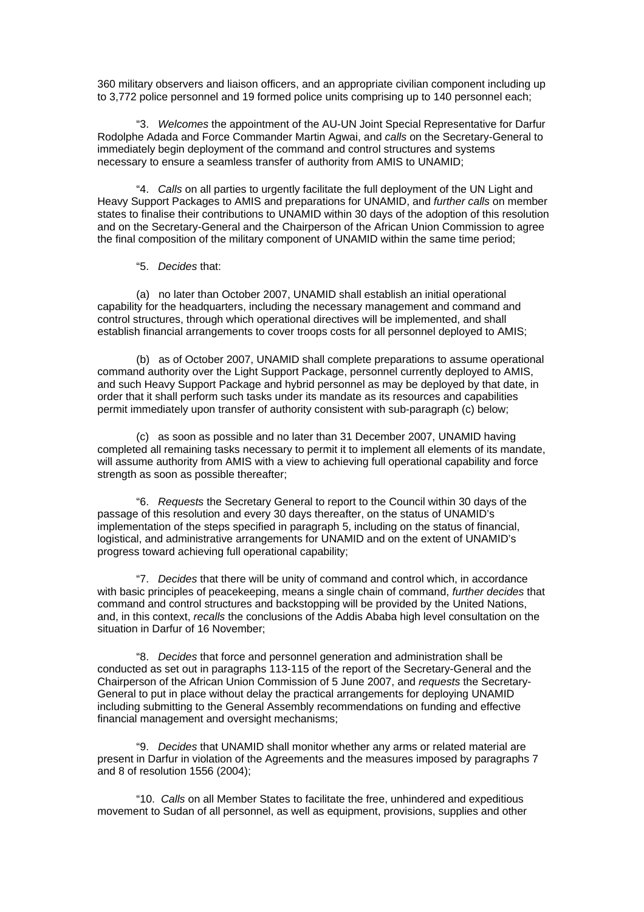360 military observers and liaison officers, and an appropriate civilian component including up to 3,772 police personnel and 19 formed police units comprising up to 140 personnel each;

"3. *Welcomes* the appointment of the AU-UN Joint Special Representative for Darfur Rodolphe Adada and Force Commander Martin Agwai, and *calls* on the Secretary-General to immediately begin deployment of the command and control structures and systems necessary to ensure a seamless transfer of authority from AMIS to UNAMID;

"4. *Calls* on all parties to urgently facilitate the full deployment of the UN Light and Heavy Support Packages to AMIS and preparations for UNAMID, and *further calls* on member states to finalise their contributions to UNAMID within 30 days of the adoption of this resolution and on the Secretary-General and the Chairperson of the African Union Commission to agree the final composition of the military component of UNAMID within the same time period;

"5. *Decides* that:

(a) no later than October 2007, UNAMID shall establish an initial operational capability for the headquarters, including the necessary management and command and control structures, through which operational directives will be implemented, and shall establish financial arrangements to cover troops costs for all personnel deployed to AMIS;

(b) as of October 2007, UNAMID shall complete preparations to assume operational command authority over the Light Support Package, personnel currently deployed to AMIS, and such Heavy Support Package and hybrid personnel as may be deployed by that date, in order that it shall perform such tasks under its mandate as its resources and capabilities permit immediately upon transfer of authority consistent with sub-paragraph (c) below;

(c) as soon as possible and no later than 31 December 2007, UNAMID having completed all remaining tasks necessary to permit it to implement all elements of its mandate, will assume authority from AMIS with a view to achieving full operational capability and force strength as soon as possible thereafter;

"6. *Requests* the Secretary General to report to the Council within 30 days of the passage of this resolution and every 30 days thereafter, on the status of UNAMID's implementation of the steps specified in paragraph 5, including on the status of financial, logistical, and administrative arrangements for UNAMID and on the extent of UNAMID's progress toward achieving full operational capability;

"7. *Decides* that there will be unity of command and control which, in accordance with basic principles of peacekeeping, means a single chain of command, *further decides* that command and control structures and backstopping will be provided by the United Nations, and, in this context, *recalls* the conclusions of the Addis Ababa high level consultation on the situation in Darfur of 16 November;

"8. *Decides* that force and personnel generation and administration shall be conducted as set out in paragraphs 113-115 of the report of the Secretary-General and the Chairperson of the African Union Commission of 5 June 2007, and *requests* the Secretary-General to put in place without delay the practical arrangements for deploying UNAMID including submitting to the General Assembly recommendations on funding and effective financial management and oversight mechanisms;

"9. *Decides* that UNAMID shall monitor whether any arms or related material are present in Darfur in violation of the Agreements and the measures imposed by paragraphs 7 and 8 of resolution 1556 (2004);

"10. *Calls* on all Member States to facilitate the free, unhindered and expeditious movement to Sudan of all personnel, as well as equipment, provisions, supplies and other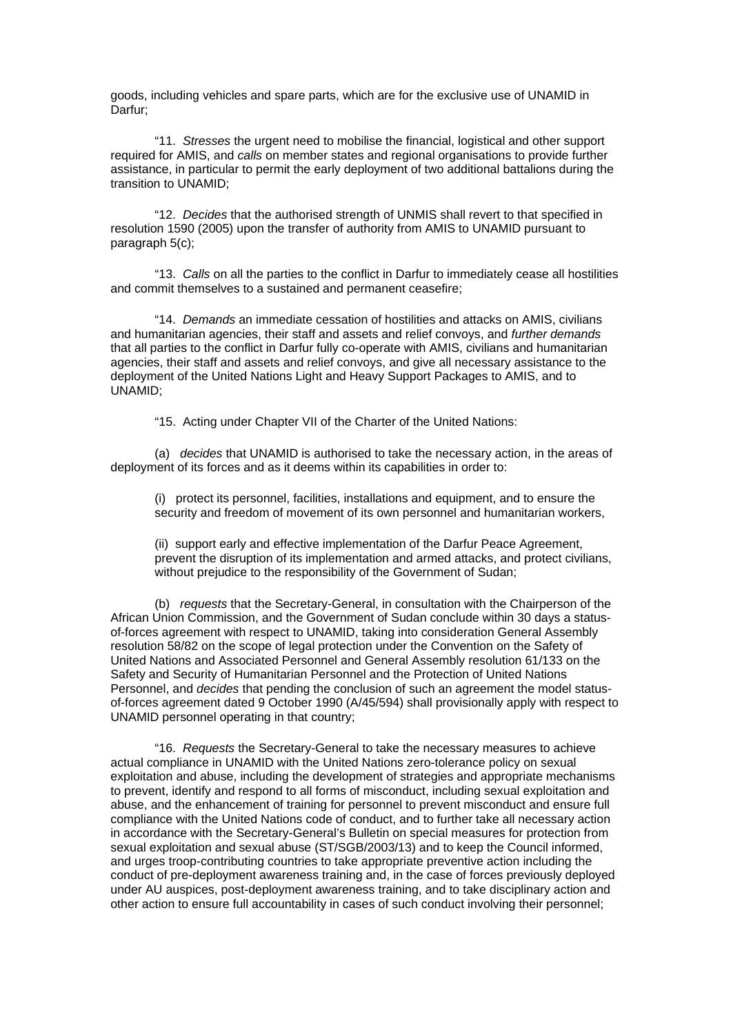goods, including vehicles and spare parts, which are for the exclusive use of UNAMID in Darfur;

"11. *Stresses* the urgent need to mobilise the financial, logistical and other support required for AMIS, and *calls* on member states and regional organisations to provide further assistance, in particular to permit the early deployment of two additional battalions during the transition to UNAMID;

"12. *Decides* that the authorised strength of UNMIS shall revert to that specified in resolution 1590 (2005) upon the transfer of authority from AMIS to UNAMID pursuant to paragraph 5(c);

"13. *Calls* on all the parties to the conflict in Darfur to immediately cease all hostilities and commit themselves to a sustained and permanent ceasefire;

"14. *Demands* an immediate cessation of hostilities and attacks on AMIS, civilians and humanitarian agencies, their staff and assets and relief convoys, and *further demands* that all parties to the conflict in Darfur fully co-operate with AMIS, civilians and humanitarian agencies, their staff and assets and relief convoys, and give all necessary assistance to the deployment of the United Nations Light and Heavy Support Packages to AMIS, and to UNAMID;

"15. Acting under Chapter VII of the Charter of the United Nations:

(a) *decides* that UNAMID is authorised to take the necessary action, in the areas of deployment of its forces and as it deems within its capabilities in order to:

(i) protect its personnel, facilities, installations and equipment, and to ensure the security and freedom of movement of its own personnel and humanitarian workers,

(ii) support early and effective implementation of the Darfur Peace Agreement, prevent the disruption of its implementation and armed attacks, and protect civilians, without prejudice to the responsibility of the Government of Sudan;

(b) *requests* that the Secretary-General, in consultation with the Chairperson of the African Union Commission, and the Government of Sudan conclude within 30 days a status-of-forces agreement with respect to UNAMID, taking into consideration General Assembly resolution 58/82 on the scope of legal protection under the Convention on the Safety of United Nations and Associated Personnel and General Assembly resolution 61/133 on the Safety and Security of Humanitarian Personnel and the Protection of United Nations Personnel, and *decides* that pending the conclusion of such an agreement the model status-of-forces agreement dated 9 October 1990 (A/45/594) shall provisionally apply with respect to UNAMID personnel operating in that country;

"16. *Requests* the Secretary-General to take the necessary measures to achieve actual compliance in UNAMID with the United Nations zero-tolerance policy on sexual exploitation and abuse, including the development of strategies and appropriate mechanisms to prevent, identify and respond to all forms of misconduct, including sexual exploitation and abuse, and the enhancement of training for personnel to prevent misconduct and ensure full compliance with the United Nations code of conduct, and to further take all necessary action in accordance with the Secretary-General's Bulletin on special measures for protection from sexual exploitation and sexual abuse (ST/SGB/2003/13) and to keep the Council informed, and urges troop-contributing countries to take appropriate preventive action including the conduct of pre-deployment awareness training and, in the case of forces previously deployed under AU auspices, post-deployment awareness training, and to take disciplinary action and other action to ensure full accountability in cases of such conduct involving their personnel;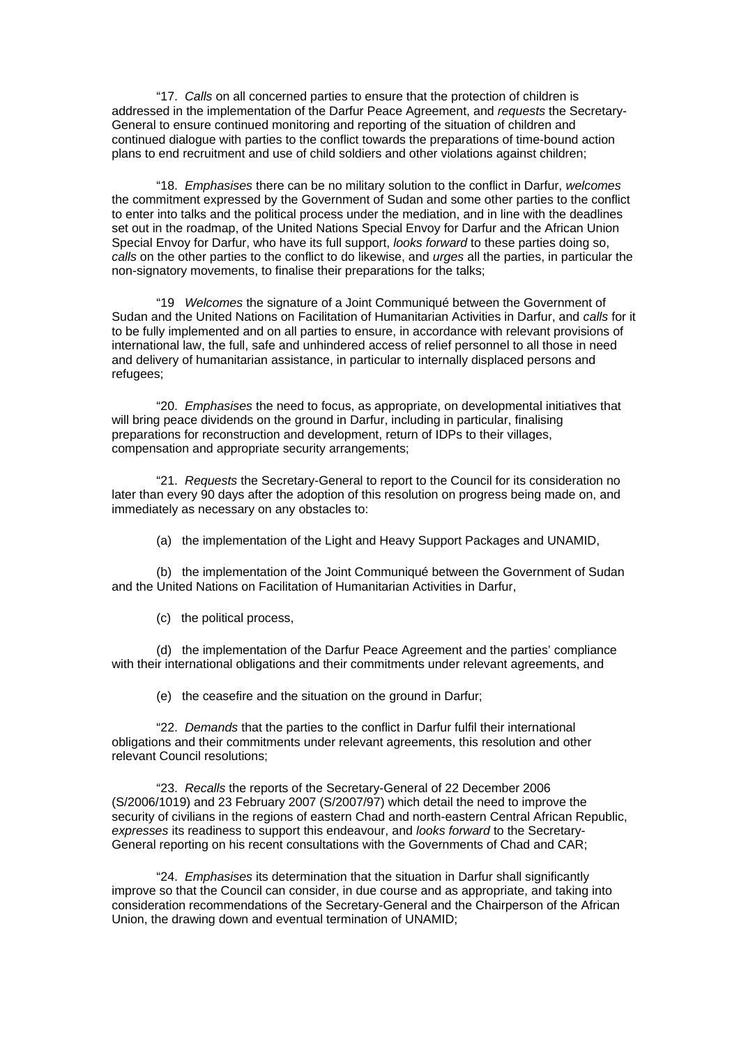"17. *Calls* on all concerned parties to ensure that the protection of children is addressed in the implementation of the Darfur Peace Agreement, and *requests* the Secretary-General to ensure continued monitoring and reporting of the situation of children and continued dialogue with parties to the conflict towards the preparations of time-bound action plans to end recruitment and use of child soldiers and other violations against children;

"18. *Emphasises* there can be no military solution to the conflict in Darfur, *welcomes* the commitment expressed by the Government of Sudan and some other parties to the conflict to enter into talks and the political process under the mediation, and in line with the deadlines set out in the roadmap, of the United Nations Special Envoy for Darfur and the African Union Special Envoy for Darfur, who have its full support, *looks forward* to these parties doing so, *calls* on the other parties to the conflict to do likewise, and *urges* all the parties, in particular the non-signatory movements, to finalise their preparations for the talks;

"19 *Welcomes* the signature of a Joint Communiqué between the Government of Sudan and the United Nations on Facilitation of Humanitarian Activities in Darfur, and *calls* for it to be fully implemented and on all parties to ensure, in accordance with relevant provisions of international law, the full, safe and unhindered access of relief personnel to all those in need and delivery of humanitarian assistance, in particular to internally displaced persons and refugees;

"20. *Emphasises* the need to focus, as appropriate, on developmental initiatives that will bring peace dividends on the ground in Darfur, including in particular, finalising preparations for reconstruction and development, return of IDPs to their villages, compensation and appropriate security arrangements;

"21. *Requests* the Secretary-General to report to the Council for its consideration no later than every 90 days after the adoption of this resolution on progress being made on, and immediately as necessary on any obstacles to:

(a) the implementation of the Light and Heavy Support Packages and UNAMID,

(b) the implementation of the Joint Communiqué between the Government of Sudan and the United Nations on Facilitation of Humanitarian Activities in Darfur,

(c) the political process,

(d) the implementation of the Darfur Peace Agreement and the parties' compliance with their international obligations and their commitments under relevant agreements, and

(e) the ceasefire and the situation on the ground in Darfur;

"22. *Demands* that the parties to the conflict in Darfur fulfil their international obligations and their commitments under relevant agreements, this resolution and other relevant Council resolutions;

"23. *Recalls* the reports of the Secretary-General of 22 December 2006 (S/2006/1019) and 23 February 2007 (S/2007/97) which detail the need to improve the security of civilians in the regions of eastern Chad and north-eastern Central African Republic, *expresses* its readiness to support this endeavour, and *looks forward* to the Secretary-General reporting on his recent consultations with the Governments of Chad and CAR;

"24. *Emphasises* its determination that the situation in Darfur shall significantly improve so that the Council can consider, in due course and as appropriate, and taking into consideration recommendations of the Secretary-General and the Chairperson of the African Union, the drawing down and eventual termination of UNAMID;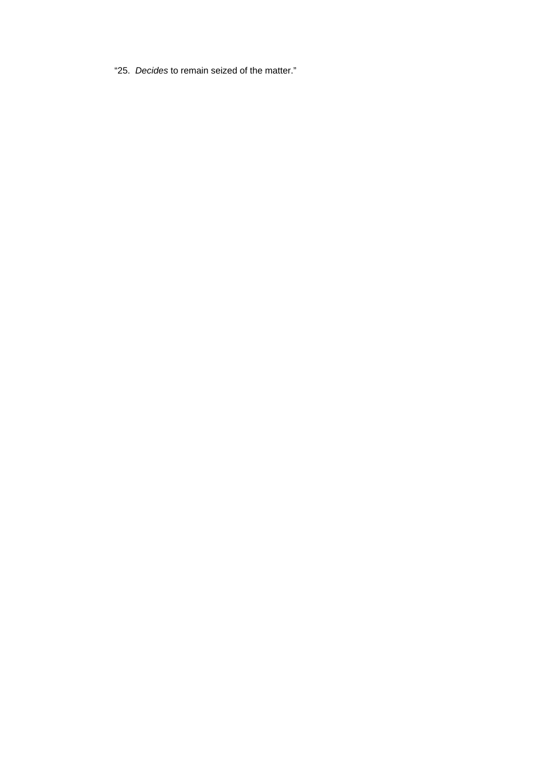"25. *Decides* to remain seized of the matter."